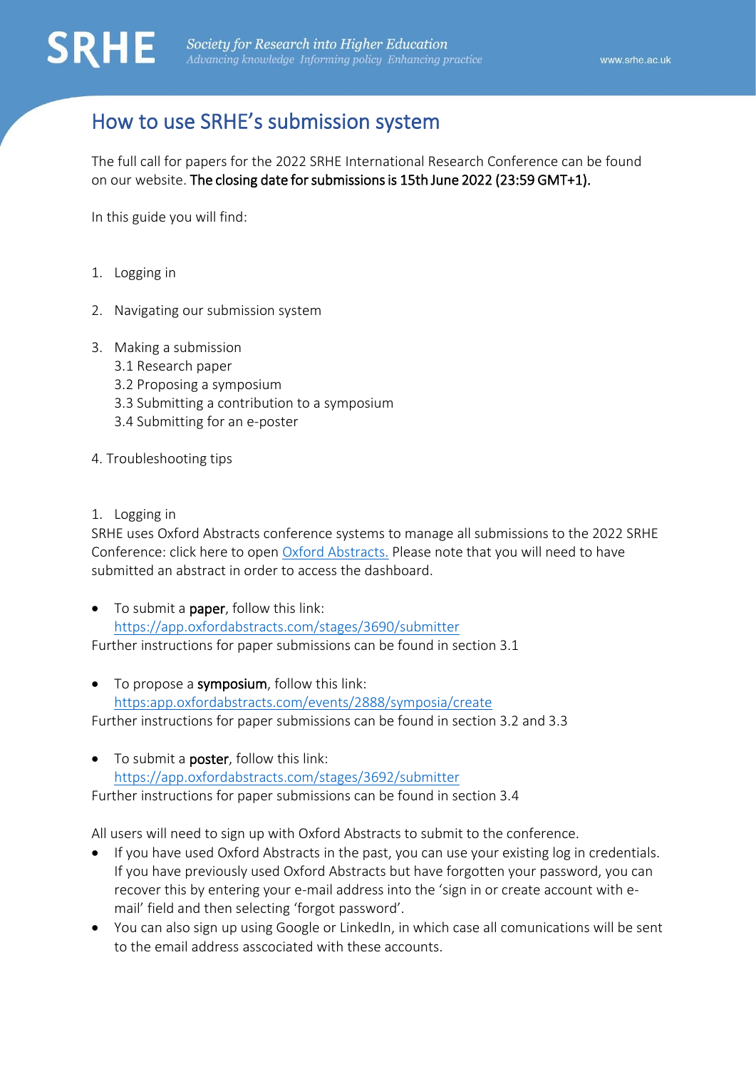# How to use SRHE's submission system

The full call for papers for the 2022 SRHE International Research Conference can be found on our website. **The closing date for submissions is 15th June 2022 (23:59 GMT+1).**

In this guide you will find:

1. Logging in
2. Navigating our submission system
3. Making a submission
   3.1 Research paper
   3.2 Proposing a symposium
   3.3 Submitting a contribution to a symposium
   3.4 Submitting for an e-poster
4. Troubleshooting tips

## 1. Logging in

SRHE uses Oxford Abstracts conference systems to manage all submissions to the 2022 SRHE Conference: click here to open [Oxford Abstracts.](https://app.oxfordabstracts.com) Please note that you will need to have submitted an abstract in order to access the dashboard.

- To submit a **paper**, follow this link: [https://app.oxfordabstracts.com/stages/3690/submitter](https://app.oxfordabstracts.com/stages/3690/submitter)

Further instructions for paper submissions can be found in section 3.1

- To propose a **symposium**, follow this link: [https:app.oxfordabstracts.com/events/2888/symposia/create](https:app.oxfordabstracts.com/events/2888/symposia/create)

Further instructions for paper submissions can be found in section 3.2 and 3.3

- To submit a **poster**, follow this link: [https://app.oxfordabstracts.com/stages/3692/submitter](https://app.oxfordabstracts.com/stages/3692/submitter)

Further instructions for paper submissions can be found in section 3.4

All users will need to sign up with Oxford Abstracts to submit to the conference.

- If you have used Oxford Abstracts in the past, you can use your existing log in credentials. If you have previously used Oxford Abstracts but have forgotten your password, you can recover this by entering your e-mail address into the 'sign in or create account with e-mail' field and then selecting 'forgot password'.
- You can also sign up using Google or LinkedIn, in which case all comunications will be sent to the email address asscociated with these accounts.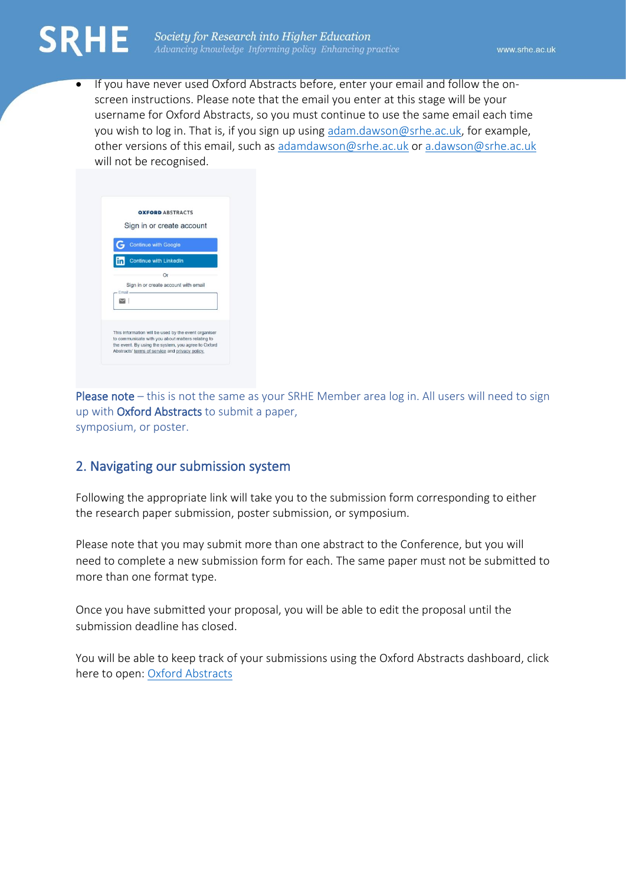- If you have never used Oxford Abstracts before, enter your email and follow the on-screen instructions. Please note that the email you enter at this stage will be your username for Oxford Abstracts, so you must continue to use the same email each time you wish to log in. That is, if you sign up using adam.dawson@srhe.ac.uk, for example, other versions of this email, such as adamdawson@srhe.ac.uk or a.dawson@srhe.ac.uk will not be recognised.

OXFORD ABSTRACTS

Sign in or create account

Continue with Google

Continue with LinkedIn

Or

Sign in or create account with email

Email

This information will be used by the event organiser to communicate with you about matters relating to the event. By using the system, you agree to Oxford Abstracts' terms of service and privacy policy.

Please note – this is not the same as your SRHE Member area log in. All users will need to sign up with Oxford Abstracts to submit a paper, symposium, or poster.

## 2. Navigating our submission system

Following the appropriate link will take you to the submission form corresponding to either the research paper submission, poster submission, or symposium.

Please note that you may submit more than one abstract to the Conference, but you will need to complete a new submission form for each. The same paper must not be submitted to more than one format type.

Once you have submitted your proposal, you will be able to edit the proposal until the submission deadline has closed.

You will be able to keep track of your submissions using the Oxford Abstracts dashboard, click here to open: Oxford Abstracts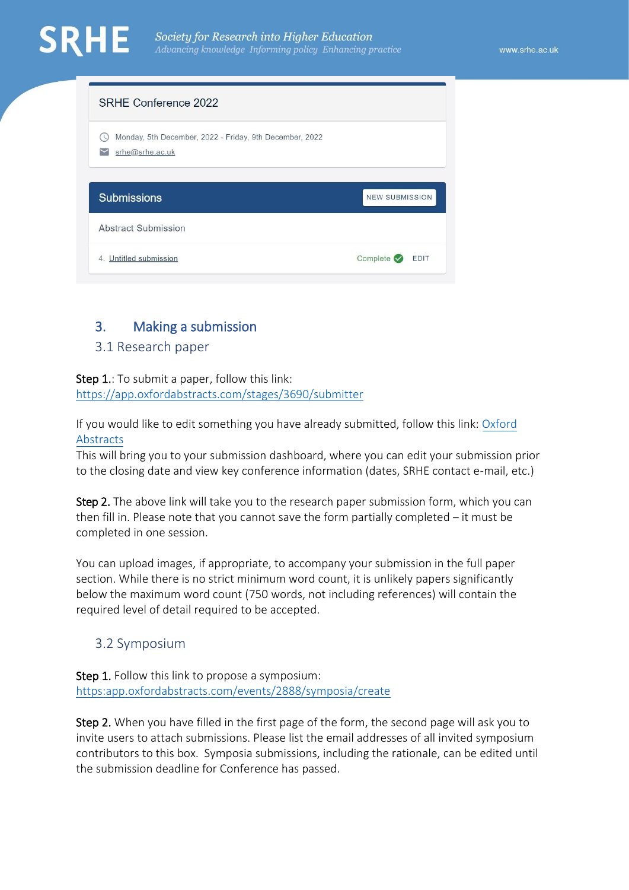SRHE Conference 2022

Monday, 5th December, 2022 - Friday, 9th December, 2022

srhe@srhe.ac.uk

Submissions NEW SUBMISSION

Abstract Submission

4. Untitled submission Complete EDIT

## 3. Making a submission

### 3.1 Research paper

**Step 1.**: To submit a paper, follow this link: https://app.oxfordabstracts.com/stages/3690/submitter

If you would like to edit something you have already submitted, follow this link: Oxford Abstracts
This will bring you to your submission dashboard, where you can edit your submission prior to the closing date and view key conference information (dates, SRHE contact e-mail, etc.)

**Step 2.** The above link will take you to the research paper submission form, which you can then fill in. Please note that you cannot save the form partially completed – it must be completed in one session.

You can upload images, if appropriate, to accompany your submission in the full paper section. While there is no strict minimum word count, it is unlikely papers significantly below the maximum word count (750 words, not including references) will contain the required level of detail required to be accepted.

### 3.2 Symposium

**Step 1.** Follow this link to propose a symposium: https:app.oxfordabstracts.com/events/2888/symposia/create

**Step 2.** When you have filled in the first page of the form, the second page will ask you to invite users to attach submissions. Please list the email addresses of all invited symposium contributors to this box. Symposia submissions, including the rationale, can be edited until the submission deadline for Conference has passed.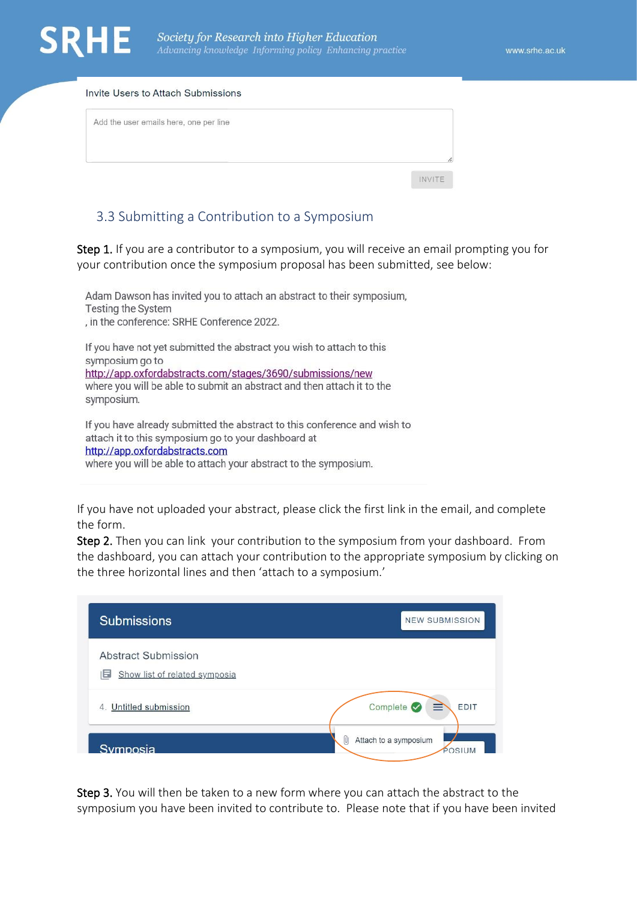Invite Users to Attach Submissions

Add the user emails here, one per line

INVITE

## 3.3 Submitting a Contribution to a Symposium

**Step 1.** If you are a contributor to a symposium, you will receive an email prompting you for your contribution once the symposium proposal has been submitted, see below:

Adam Dawson has invited you to attach an abstract to their symposium, Testing the System
, in the conference: SRHE Conference 2022.

If you have not yet submitted the abstract you wish to attach to this symposium go to
http://app.oxfordabstracts.com/stages/3690/submissions/new
where you will be able to submit an abstract and then attach it to the symposium.

If you have already submitted the abstract to this conference and wish to attach it to this symposium go to your dashboard at
http://app.oxfordabstracts.com
where you will be able to attach your abstract to the symposium.

If you have not uploaded your abstract, please click the first link in the email, and complete the form.

**Step 2.** Then you can link your contribution to the symposium from your dashboard. From the dashboard, you can attach your contribution to the appropriate symposium by clicking on the three horizontal lines and then 'attach to a symposium.'

Submissions NEW SUBMISSION

Abstract Submission

Show list of related symposia

4. Untitled submission Complete EDIT

Attach to a symposium

Symposia

**Step 3.** You will then be taken to a new form where you can attach the abstract to the symposium you have been invited to contribute to. Please note that if you have been invited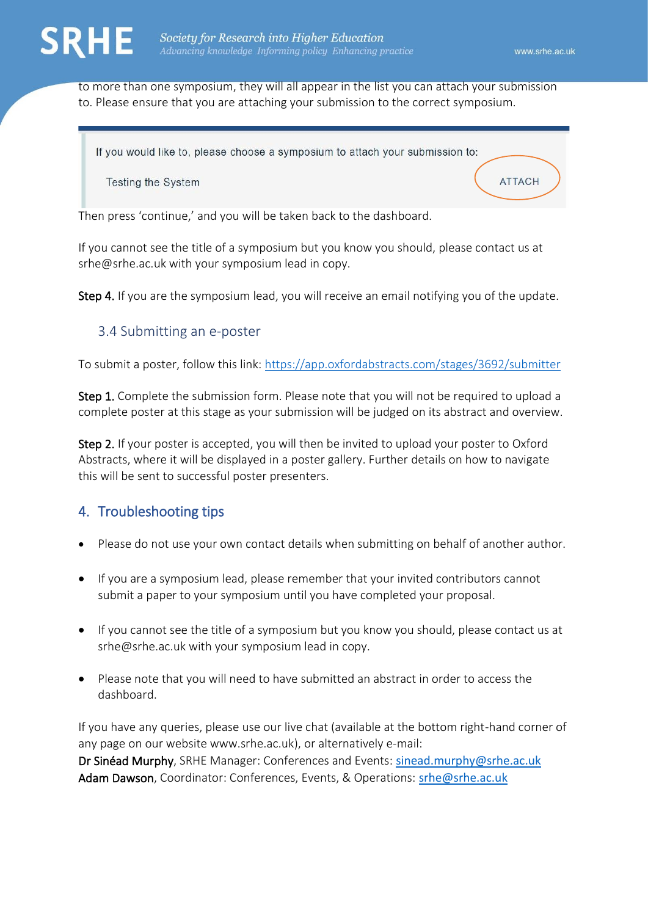to more than one symposium, they will all appear in the list you can attach your submission to. Please ensure that you are attaching your submission to the correct symposium.

If you would like to, please choose a symposium to attach your submission to:

Testing the System ATTACH

Then press 'continue,' and you will be taken back to the dashboard.

If you cannot see the title of a symposium but you know you should, please contact us at srhe@srhe.ac.uk with your symposium lead in copy.

**Step 4.** If you are the symposium lead, you will receive an email notifying you of the update.

### 3.4 Submitting an e-poster

To submit a poster, follow this link: https://app.oxfordabstracts.com/stages/3692/submitter

**Step 1.** Complete the submission form. Please note that you will not be required to upload a complete poster at this stage as your submission will be judged on its abstract and overview.

**Step 2.** If your poster is accepted, you will then be invited to upload your poster to Oxford Abstracts, where it will be displayed in a poster gallery. Further details on how to navigate this will be sent to successful poster presenters.

## 4. Troubleshooting tips

- Please do not use your own contact details when submitting on behalf of another author.
- If you are a symposium lead, please remember that your invited contributors cannot submit a paper to your symposium until you have completed your proposal.
- If you cannot see the title of a symposium but you know you should, please contact us at srhe@srhe.ac.uk with your symposium lead in copy.
- Please note that you will need to have submitted an abstract in order to access the dashboard.

If you have any queries, please use our live chat (available at the bottom right-hand corner of any page on our website www.srhe.ac.uk), or alternatively e-mail:
**Dr Sinéad Murphy**, SRHE Manager: Conferences and Events: sinead.murphy@srhe.ac.uk
**Adam Dawson**, Coordinator: Conferences, Events, & Operations: srhe@srhe.ac.uk